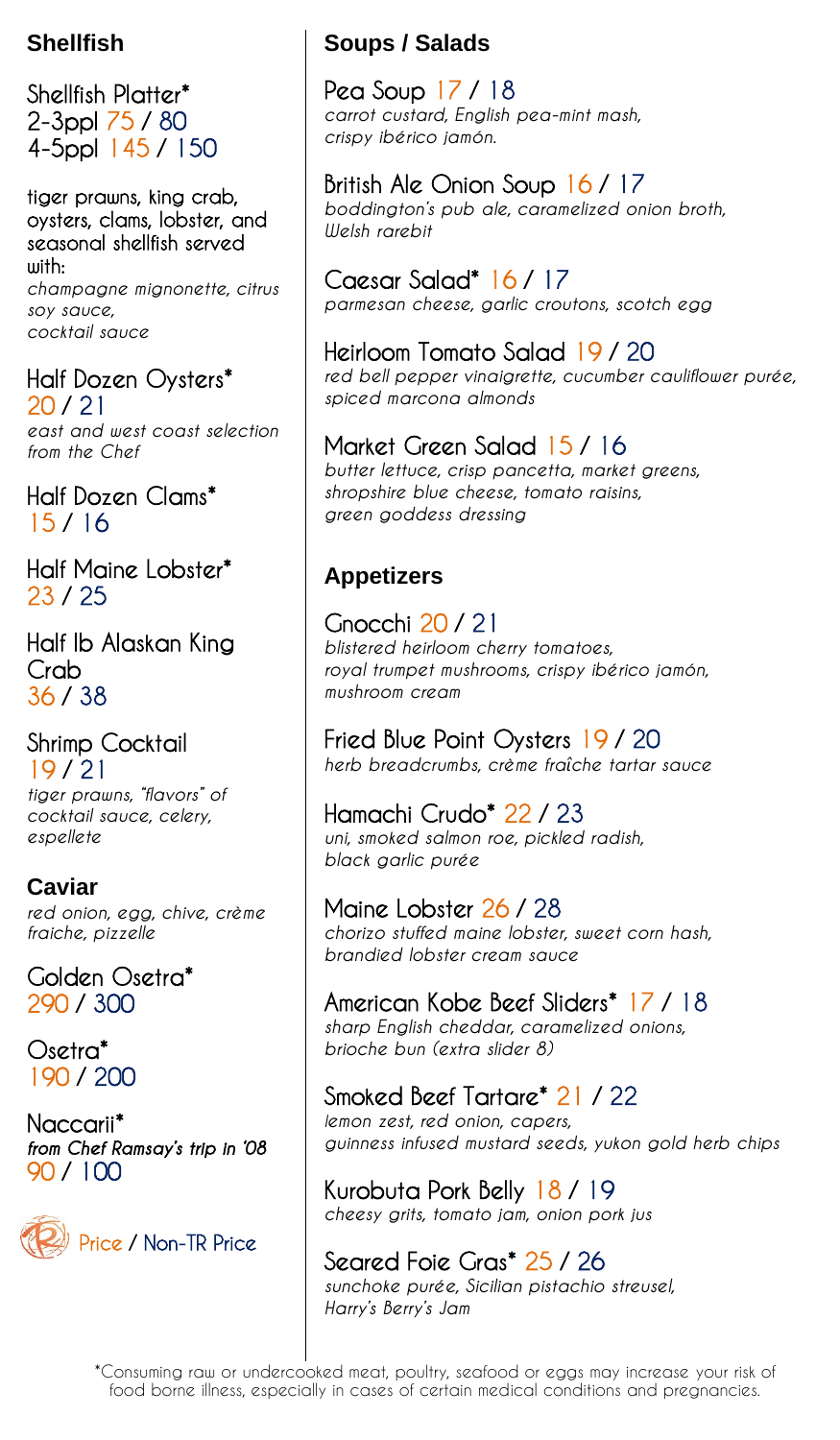## Shellfish

**Shellfish Platter***
2-3ppl 75 / 80
4-5ppl 145 / 150

tiger prawns, king crab, oysters, clams, lobster, and seasonal shellfish served with:
*champagne mignonette, citrus soy sauce, cocktail sauce*

**Half Dozen Oysters***
20 / 21
*east and west coast selection from the Chef*

**Half Dozen Clams***
15 / 16

**Half Maine Lobster***
23 / 25

**Half lb Alaskan King Crab**
36 / 38

**Shrimp Cocktail**
19 / 21
*tiger prawns, "flavors" of cocktail sauce, celery, espellete*

## Caviar

*red onion, egg, chive, crème fraiche, pizzelle*

**Golden Osetra***
290 / 300

**Osetra***
190 / 200

**Naccarii***
*from Chef Ramsay's trip in '08*
90 / 100

Price / Non-TR Price

## Soups / Salads

**Pea Soup** 17 / 18
*carrot custard, English pea-mint mash, crispy ibérico jamón.*

**British Ale Onion Soup** 16 / 17
*boddington's pub ale, caramelized onion broth, Welsh rarebit*

**Caesar Salad*** 16 / 17
*parmesan cheese, garlic croutons, scotch egg*

**Heirloom Tomato Salad** 19 / 20
*red bell pepper vinaigrette, cucumber cauliflower purée, spiced marcona almonds*

**Market Green Salad** 15 / 16
*butter lettuce, crisp pancetta, market greens, shropshire blue cheese, tomato raisins, green goddess dressing*

## Appetizers

**Gnocchi** 20 / 21
*blistered heirloom cherry tomatoes, royal trumpet mushrooms, crispy ibérico jamón, mushroom cream*

**Fried Blue Point Oysters** 19 / 20
*herb breadcrumbs, crème fraîche tartar sauce*

**Hamachi Crudo*** 22 / 23
*uni, smoked salmon roe, pickled radish, black garlic purée*

**Maine Lobster** 26 / 28
*chorizo stuffed maine lobster, sweet corn hash, brandied lobster cream sauce*

**American Kobe Beef Sliders*** 17 / 18
*sharp English cheddar, caramelized onions, brioche bun (extra slider 8)*

**Smoked Beef Tartare*** 21 / 22
*lemon zest, red onion, capers, guinness infused mustard seeds, yukon gold herb chips*

**Kurobuta Pork Belly** 18 / 19
*cheesy grits, tomato jam, onion pork jus*

**Seared Foie Gras*** 25 / 26
*sunchoke purée, Sicilian pistachio streusel, Harry's Berry's Jam*

*Consuming raw or undercooked meat, poultry, seafood or eggs may increase your risk of food borne illness, especially in cases of certain medical conditions and pregnancies.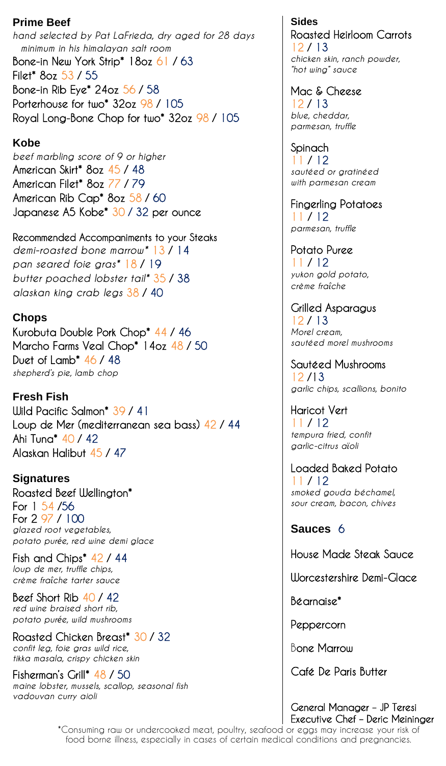## Prime Beef

*hand selected by Pat LaFrieda, dry aged for 28 days minimum in his himalayan salt room*

Bone-in New York Strip* 18oz 61 / 63
Filet* 8oz 53 / 55
Bone-in Rib Eye* 24oz 56 / 58
Porterhouse for two* 32oz 98 / 105
Royal Long-Bone Chop for two* 32oz 98 / 105

## Kobe

*beef marbling score of 9 or higher*

American Skirt* 8oz 45 / 48
American Filet* 8oz 77 / 79
American Rib Cap* 8oz 58 / 60
Japanese A5 Kobe* 30 / 32 per ounce

Recommended Accompaniments to your Steaks
*demi-roasted bone marrow** 13 / 14
*pan seared foie gras** 18 / 19
*butter poached lobster tail** 35 / 38
*alaskan king crab legs* 38 / 40

## Chops

Kurobuta Double Pork Chop* 44 / 46
Marcho Farms Veal Chop* 14oz 48 / 50
Duet of Lamb* 46 / 48
*shepherd's pie, lamb chop*

## Fresh Fish

Wild Pacific Salmon* 39 / 41
Loup de Mer (mediterranean sea bass) 42 / 44
Ahi Tuna* 40 / 42
Alaskan Halibut 45 / 47

## Signatures

Roasted Beef Wellington*
For 1 54 /56
For 2 97 / 100
*glazed root vegetables, potato purée, red wine demi glace*

Fish and Chips* 42 / 44
*loup de mer, truffle chips, crème fraîche tarter sauce*

Beef Short Rib 40 / 42
*red wine braised short rib, potato purée, wild mushrooms*

Roasted Chicken Breast* 30 / 32
*confit leg, foie gras wild rice, tikka masala, crispy chicken skin*

Fisherman's Grill* 48 / 50
*maine lobster, mussels, scallop, seasonal fish vadouvan curry aioli*

## Sides

Roasted Heirloom Carrots
12 / 13
*chicken skin, ranch powder, "hot wing" sauce*

Mac & Cheese
12 / 13
*blue, cheddar, parmesan, truffle*

Spinach
11 / 12
*sautéed or gratinéed with parmesan cream*

Fingerling Potatoes
11 / 12
*parmesan, truffle*

Potato Puree
11 / 12
*yukon gold potato, crème fraîche*

Grilled Asparagus
12 / 13
*Morel cream, sautéed morel mushrooms*

Sautéed Mushrooms
12 /13
*garlic chips, scallions, bonito*

Haricot Vert
11 / 12
*tempura fried, confit garlic-citrus aïoli*

Loaded Baked Potato
11 / 12
*smoked gouda béchamel, sour cream, bacon, chives*

## Sauces 6

House Made Steak Sauce

Worcestershire Demi-Glace

Béarnaise*

Peppercorn

Bone Marrow

Café De Paris Butter

General Manager – JP Teresi
Executive Chef – Deric Meininger

*Consuming raw or undercooked meat, poultry, seafood or eggs may increase your risk of food borne illness, especially in cases of certain medical conditions and pregnancies.